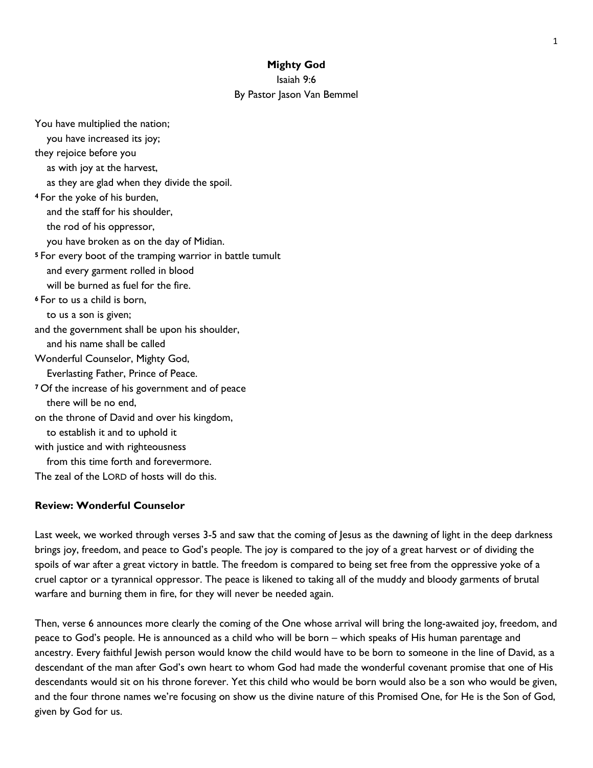**Mighty God**

Isaiah 9:6

By Pastor Jason Van Bemmel

You have multiplied the nation;
  you have increased its joy;
they rejoice before you
  as with joy at the harvest,
  as they are glad when they divide the spoil.
[4] For the yoke of his burden,
  and the staff for his shoulder,
  the rod of his oppressor,
  you have broken as on the day of Midian.
[5] For every boot of the tramping warrior in battle tumult
  and every garment rolled in blood
  will be burned as fuel for the fire.
[6] For to us a child is born,
  to us a son is given;
and the government shall be upon his shoulder,
  and his name shall be called
Wonderful Counselor, Mighty God,
  Everlasting Father, Prince of Peace.
[7] Of the increase of his government and of peace
  there will be no end,
on the throne of David and over his kingdom,
  to establish it and to uphold it
with justice and with righteousness
  from this time forth and forevermore.
The zeal of the LORD of hosts will do this.

**Review: Wonderful Counselor**

Last week, we worked through verses 3-5 and saw that the coming of Jesus as the dawning of light in the deep darkness brings joy, freedom, and peace to God's people. The joy is compared to the joy of a great harvest or of dividing the spoils of war after a great victory in battle. The freedom is compared to being set free from the oppressive yoke of a cruel captor or a tyrannical oppressor. The peace is likened to taking all of the muddy and bloody garments of brutal warfare and burning them in fire, for they will never be needed again.

Then, verse 6 announces more clearly the coming of the One whose arrival will bring the long-awaited joy, freedom, and peace to God's people. He is announced as a child who will be born – which speaks of His human parentage and ancestry. Every faithful Jewish person would know the child would have to be born to someone in the line of David, as a descendant of the man after God's own heart to whom God had made the wonderful covenant promise that one of His descendants would sit on his throne forever. Yet this child who would be born would also be a son who would be given, and the four throne names we're focusing on show us the divine nature of this Promised One, for He is the Son of God, given by God for us.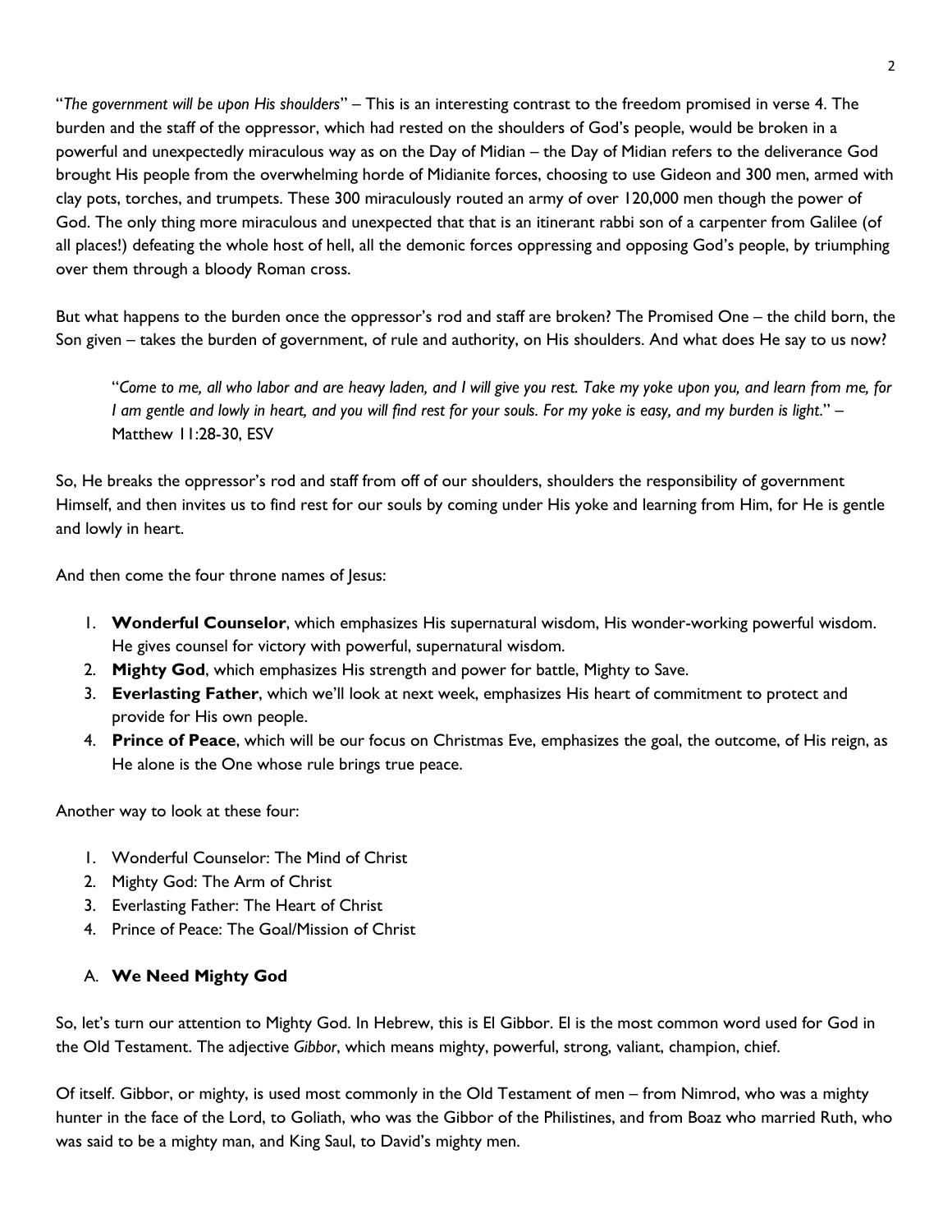"*The government will be upon His shoulders*" – This is an interesting contrast to the freedom promised in verse 4. The burden and the staff of the oppressor, which had rested on the shoulders of God's people, would be broken in a powerful and unexpectedly miraculous way as on the Day of Midian – the Day of Midian refers to the deliverance God brought His people from the overwhelming horde of Midianite forces, choosing to use Gideon and 300 men, armed with clay pots, torches, and trumpets. These 300 miraculously routed an army of over 120,000 men though the power of God. The only thing more miraculous and unexpected that that is an itinerant rabbi son of a carpenter from Galilee (of all places!) defeating the whole host of hell, all the demonic forces oppressing and opposing God's people, by triumphing over them through a bloody Roman cross.

But what happens to the burden once the oppressor's rod and staff are broken? The Promised One – the child born, the Son given – takes the burden of government, of rule and authority, on His shoulders. And what does He say to us now?

> "*Come to me, all who labor and are heavy laden, and I will give you rest. Take my yoke upon you, and learn from me, for I am gentle and lowly in heart, and you will find rest for your souls. For my yoke is easy, and my burden is light*." – Matthew 11:28-30, ESV

So, He breaks the oppressor's rod and staff from off of our shoulders, shoulders the responsibility of government Himself, and then invites us to find rest for our souls by coming under His yoke and learning from Him, for He is gentle and lowly in heart.

And then come the four throne names of Jesus:

1. **Wonderful Counselor**, which emphasizes His supernatural wisdom, His wonder-working powerful wisdom. He gives counsel for victory with powerful, supernatural wisdom.
2. **Mighty God**, which emphasizes His strength and power for battle, Mighty to Save.
3. **Everlasting Father**, which we'll look at next week, emphasizes His heart of commitment to protect and provide for His own people.
4. **Prince of Peace**, which will be our focus on Christmas Eve, emphasizes the goal, the outcome, of His reign, as He alone is the One whose rule brings true peace.

Another way to look at these four:

1. Wonderful Counselor: The Mind of Christ
2. Mighty God: The Arm of Christ
3. Everlasting Father: The Heart of Christ
4. Prince of Peace: The Goal/Mission of Christ

## A. **We Need Mighty God**

So, let's turn our attention to Mighty God. In Hebrew, this is El Gibbor. El is the most common word used for God in the Old Testament. The adjective *Gibbor*, which means mighty, powerful, strong, valiant, champion, chief.

Of itself. Gibbor, or mighty, is used most commonly in the Old Testament of men – from Nimrod, who was a mighty hunter in the face of the Lord, to Goliath, who was the Gibbor of the Philistines, and from Boaz who married Ruth, who was said to be a mighty man, and King Saul, to David's mighty men.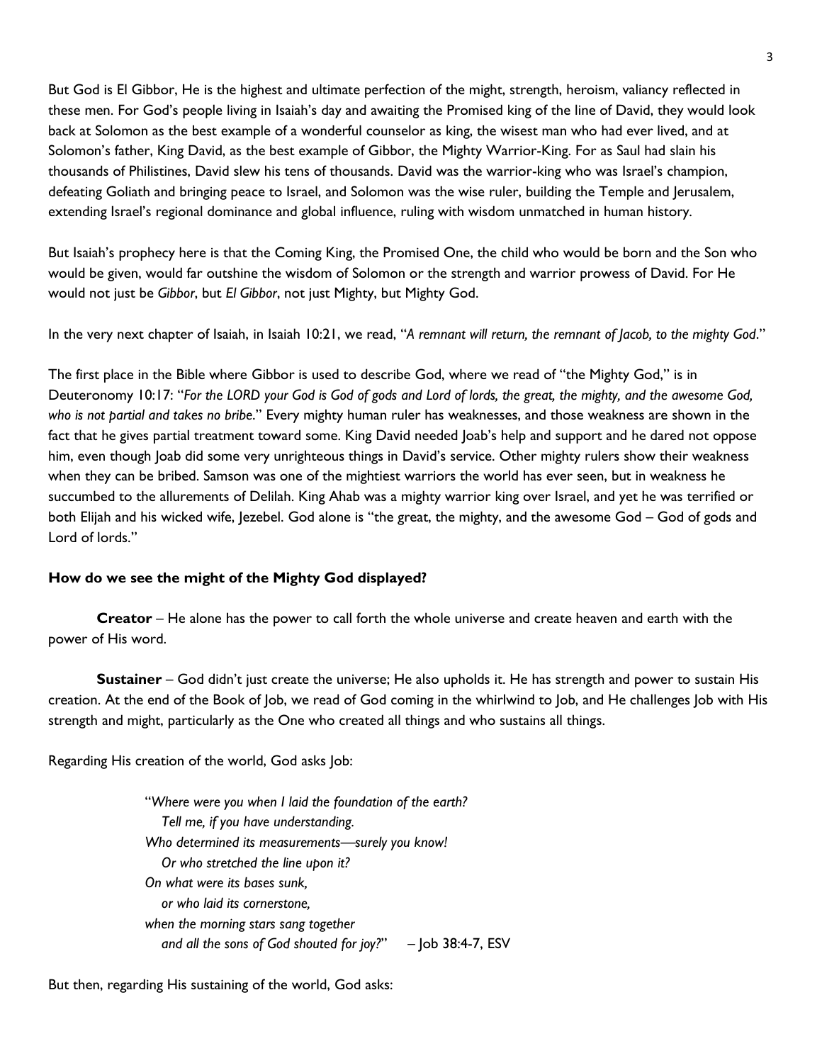But God is El Gibbor, He is the highest and ultimate perfection of the might, strength, heroism, valiancy reflected in these men. For God's people living in Isaiah's day and awaiting the Promised king of the line of David, they would look back at Solomon as the best example of a wonderful counselor as king, the wisest man who had ever lived, and at Solomon's father, King David, as the best example of Gibbor, the Mighty Warrior-King. For as Saul had slain his thousands of Philistines, David slew his tens of thousands. David was the warrior-king who was Israel's champion, defeating Goliath and bringing peace to Israel, and Solomon was the wise ruler, building the Temple and Jerusalem, extending Israel's regional dominance and global influence, ruling with wisdom unmatched in human history.

But Isaiah's prophecy here is that the Coming King, the Promised One, the child who would be born and the Son who would be given, would far outshine the wisdom of Solomon or the strength and warrior prowess of David. For He would not just be *Gibbor*, but *El Gibbor*, not just Mighty, but Mighty God.

In the very next chapter of Isaiah, in Isaiah 10:21, we read, "*A remnant will return, the remnant of Jacob, to the mighty God*."

The first place in the Bible where Gibbor is used to describe God, where we read of "the Mighty God," is in Deuteronomy 10:17: "*For the LORD your God is God of gods and Lord of lords, the great, the mighty, and the awesome God, who is not partial and takes no bribe*." Every mighty human ruler has weaknesses, and those weakness are shown in the fact that he gives partial treatment toward some. King David needed Joab's help and support and he dared not oppose him, even though Joab did some very unrighteous things in David's service. Other mighty rulers show their weakness when they can be bribed. Samson was one of the mightiest warriors the world has ever seen, but in weakness he succumbed to the allurements of Delilah. King Ahab was a mighty warrior king over Israel, and yet he was terrified or both Elijah and his wicked wife, Jezebel. God alone is "the great, the mighty, and the awesome God – God of gods and Lord of lords."

**How do we see the might of the Mighty God displayed?**

**Creator** – He alone has the power to call forth the whole universe and create heaven and earth with the power of His word.

**Sustainer** – God didn't just create the universe; He also upholds it. He has strength and power to sustain His creation. At the end of the Book of Job, we read of God coming in the whirlwind to Job, and He challenges Job with His strength and might, particularly as the One who created all things and who sustains all things.

Regarding His creation of the world, God asks Job:

> "*Where were you when I laid the foundation of the earth?*
> *Tell me, if you have understanding.*
> *Who determined its measurements—surely you know!*
> *Or who stretched the line upon it?*
> *On what were its bases sunk,*
> *or who laid its cornerstone,*
> *when the morning stars sang together*
> *and all the sons of God shouted for joy?*" – Job 38:4-7, ESV

But then, regarding His sustaining of the world, God asks: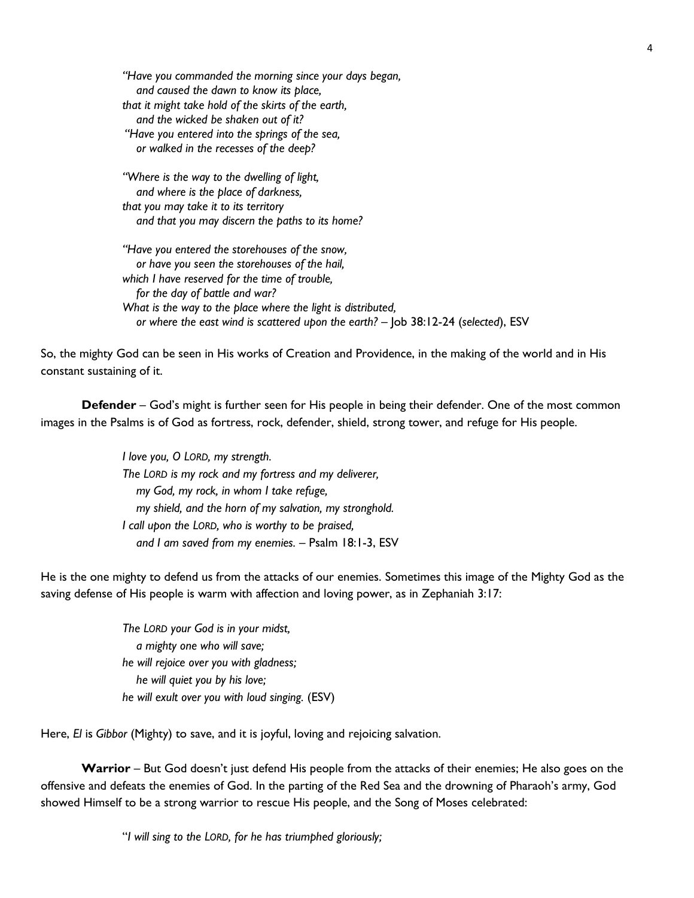*"Have you commanded the morning since your days began,*  
*and caused the dawn to know its place,*  
*that it might take hold of the skirts of the earth,*  
*and the wicked be shaken out of it?*  
*"Have you entered into the springs of the sea,*  
*or walked in the recesses of the deep?*

*"Where is the way to the dwelling of light,*  
*and where is the place of darkness,*  
*that you may take it to its territory*  
*and that you may discern the paths to its home?*

*"Have you entered the storehouses of the snow,*  
*or have you seen the storehouses of the hail,*  
*which I have reserved for the time of trouble,*  
*for the day of battle and war?*  
*What is the way to the place where the light is distributed,*  
*or where the east wind is scattered upon the earth?* – Job 38:12-24 (*selected*), ESV

So, the mighty God can be seen in His works of Creation and Providence, in the making of the world and in His constant sustaining of it.

**Defender** – God's might is further seen for His people in being their defender. One of the most common images in the Psalms is of God as fortress, rock, defender, shield, strong tower, and refuge for His people.

*I love you, O LORD, my strength.*  
*The LORD is my rock and my fortress and my deliverer,*  
*my God, my rock, in whom I take refuge,*  
*my shield, and the horn of my salvation, my stronghold.*  
*I call upon the LORD, who is worthy to be praised,*  
*and I am saved from my enemies.* – Psalm 18:1-3, ESV

He is the one mighty to defend us from the attacks of our enemies. Sometimes this image of the Mighty God as the saving defense of His people is warm with affection and loving power, as in Zephaniah 3:17:

*The LORD your God is in your midst,*  
*a mighty one who will save;*  
*he will rejoice over you with gladness;*  
*he will quiet you by his love;*  
*he will exult over you with loud singing.* (ESV)

Here, *El* is *Gibbor* (Mighty) to save, and it is joyful, loving and rejoicing salvation.

**Warrior** – But God doesn't just defend His people from the attacks of their enemies; He also goes on the offensive and defeats the enemies of God. In the parting of the Red Sea and the drowning of Pharaoh's army, God showed Himself to be a strong warrior to rescue His people, and the Song of Moses celebrated:

"*I will sing to the LORD, for he has triumphed gloriously;*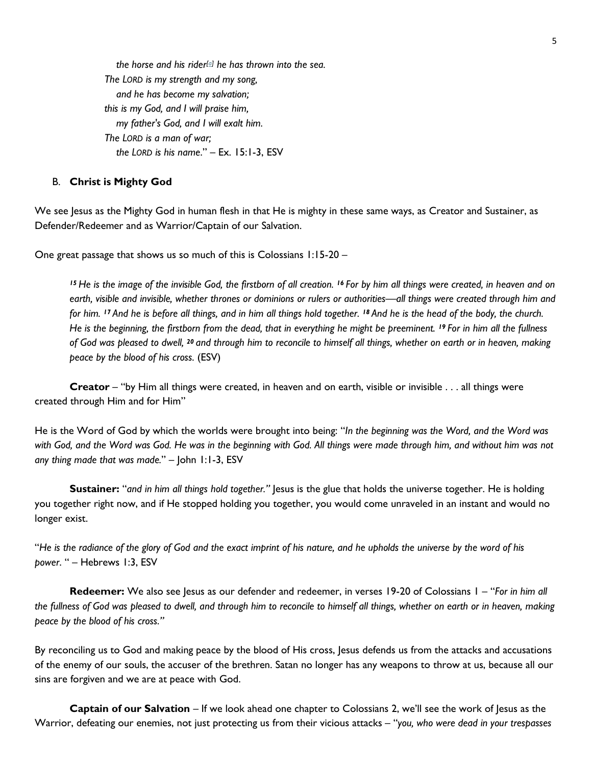*the horse and his rider[a] he has thrown into the sea.*
*The LORD is my strength and my song,*
*and he has become my salvation;*
*this is my God, and I will praise him,*
*my father's God, and I will exalt him.*
*The LORD is a man of war;*
*the LORD is his name*." – Ex. 15:1-3, ESV

B. **Christ is Mighty God**

We see Jesus as the Mighty God in human flesh in that He is mighty in these same ways, as Creator and Sustainer, as Defender/Redeemer and as Warrior/Captain of our Salvation.

One great passage that shows us so much of this is Colossians 1:15-20 –

> *[15] He is the image of the invisible God, the firstborn of all creation. [16] For by him all things were created, in heaven and on earth, visible and invisible, whether thrones or dominions or rulers or authorities—all things were created through him and for him. [17] And he is before all things, and in him all things hold together. [18] And he is the head of the body, the church. He is the beginning, the firstborn from the dead, that in everything he might be preeminent. [19] For in him all the fullness of God was pleased to dwell, [20] and through him to reconcile to himself all things, whether on earth or in heaven, making peace by the blood of his cross.* (ESV)

**Creator** – "by Him all things were created, in heaven and on earth, visible or invisible . . . all things were created through Him and for Him"

He is the Word of God by which the worlds were brought into being: "*In the beginning was the Word, and the Word was with God, and the Word was God. He was in the beginning with God. All things were made through him, and without him was not any thing made that was made.*" – John 1:1-3, ESV

**Sustainer:** "*and in him all things hold together.*" Jesus is the glue that holds the universe together. He is holding you together right now, and if He stopped holding you together, you would come unraveled in an instant and would no longer exist.

"*He is the radiance of the glory of God and the exact imprint of his nature, and he upholds the universe by the word of his power.* " – Hebrews 1:3, ESV

**Redeemer:** We also see Jesus as our defender and redeemer, in verses 19-20 of Colossians 1 – "*For in him all the fullness of God was pleased to dwell, and through him to reconcile to himself all things, whether on earth or in heaven, making peace by the blood of his cross.*"

By reconciling us to God and making peace by the blood of His cross, Jesus defends us from the attacks and accusations of the enemy of our souls, the accuser of the brethren. Satan no longer has any weapons to throw at us, because all our sins are forgiven and we are at peace with God.

**Captain of our Salvation** – If we look ahead one chapter to Colossians 2, we'll see the work of Jesus as the Warrior, defeating our enemies, not just protecting us from their vicious attacks – "*you, who were dead in your trespasses*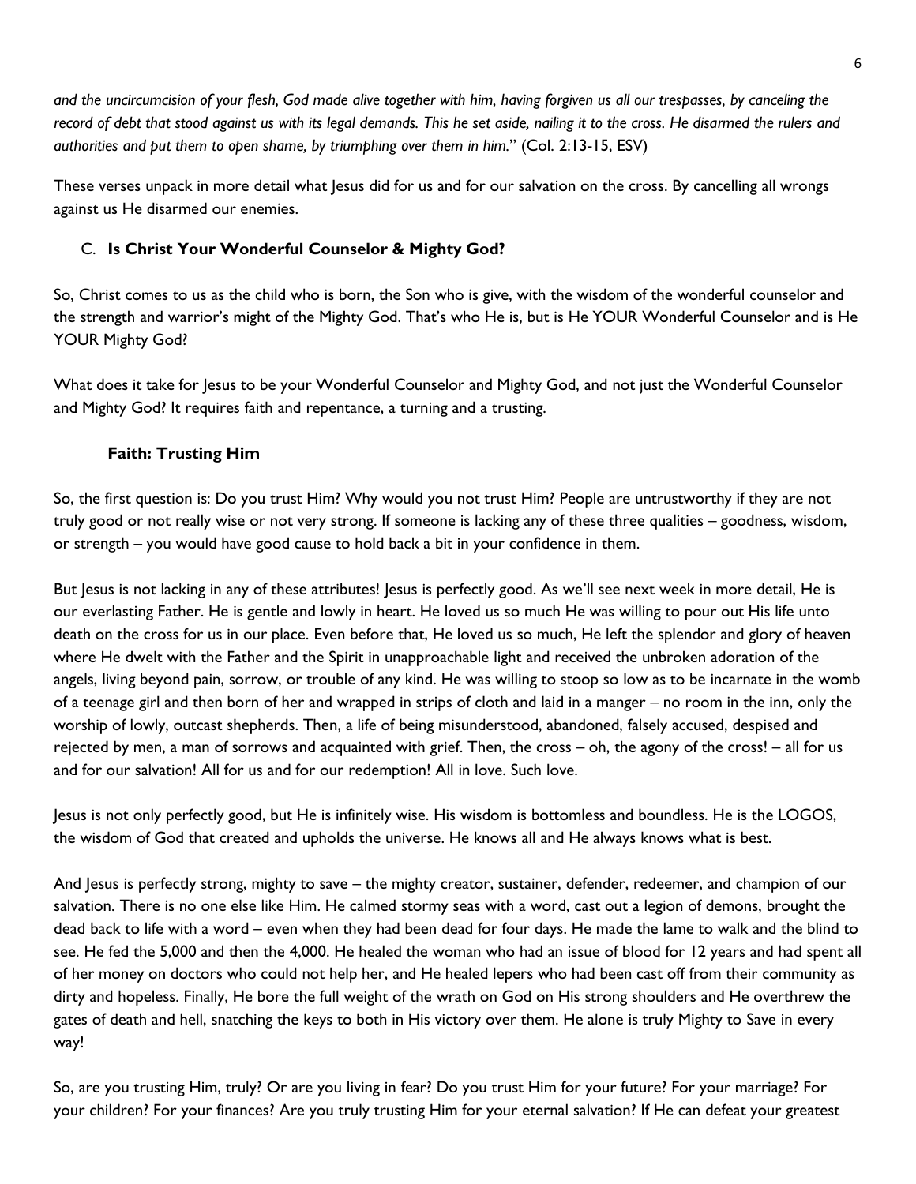*and the uncircumcision of your flesh, God made alive together with him, having forgiven us all our trespasses, by canceling the record of debt that stood against us with its legal demands. This he set aside, nailing it to the cross. He disarmed the rulers and authorities and put them to open shame, by triumphing over them in him.*" (Col. 2:13-15, ESV)

These verses unpack in more detail what Jesus did for us and for our salvation on the cross. By cancelling all wrongs against us He disarmed our enemies.

### C. **Is Christ Your Wonderful Counselor & Mighty God?**

So, Christ comes to us as the child who is born, the Son who is give, with the wisdom of the wonderful counselor and the strength and warrior's might of the Mighty God. That's who He is, but is He YOUR Wonderful Counselor and is He YOUR Mighty God?

What does it take for Jesus to be your Wonderful Counselor and Mighty God, and not just the Wonderful Counselor and Mighty God? It requires faith and repentance, a turning and a trusting.

#### **Faith: Trusting Him**

So, the first question is: Do you trust Him? Why would you not trust Him? People are untrustworthy if they are not truly good or not really wise or not very strong. If someone is lacking any of these three qualities – goodness, wisdom, or strength – you would have good cause to hold back a bit in your confidence in them.

But Jesus is not lacking in any of these attributes! Jesus is perfectly good. As we'll see next week in more detail, He is our everlasting Father. He is gentle and lowly in heart. He loved us so much He was willing to pour out His life unto death on the cross for us in our place. Even before that, He loved us so much, He left the splendor and glory of heaven where He dwelt with the Father and the Spirit in unapproachable light and received the unbroken adoration of the angels, living beyond pain, sorrow, or trouble of any kind. He was willing to stoop so low as to be incarnate in the womb of a teenage girl and then born of her and wrapped in strips of cloth and laid in a manger – no room in the inn, only the worship of lowly, outcast shepherds. Then, a life of being misunderstood, abandoned, falsely accused, despised and rejected by men, a man of sorrows and acquainted with grief. Then, the cross – oh, the agony of the cross! – all for us and for our salvation! All for us and for our redemption! All in love. Such love.

Jesus is not only perfectly good, but He is infinitely wise. His wisdom is bottomless and boundless. He is the LOGOS, the wisdom of God that created and upholds the universe. He knows all and He always knows what is best.

And Jesus is perfectly strong, mighty to save – the mighty creator, sustainer, defender, redeemer, and champion of our salvation. There is no one else like Him. He calmed stormy seas with a word, cast out a legion of demons, brought the dead back to life with a word – even when they had been dead for four days. He made the lame to walk and the blind to see. He fed the 5,000 and then the 4,000. He healed the woman who had an issue of blood for 12 years and had spent all of her money on doctors who could not help her, and He healed lepers who had been cast off from their community as dirty and hopeless. Finally, He bore the full weight of the wrath on God on His strong shoulders and He overthrew the gates of death and hell, snatching the keys to both in His victory over them. He alone is truly Mighty to Save in every way!

So, are you trusting Him, truly? Or are you living in fear? Do you trust Him for your future? For your marriage? For your children? For your finances? Are you truly trusting Him for your eternal salvation? If He can defeat your greatest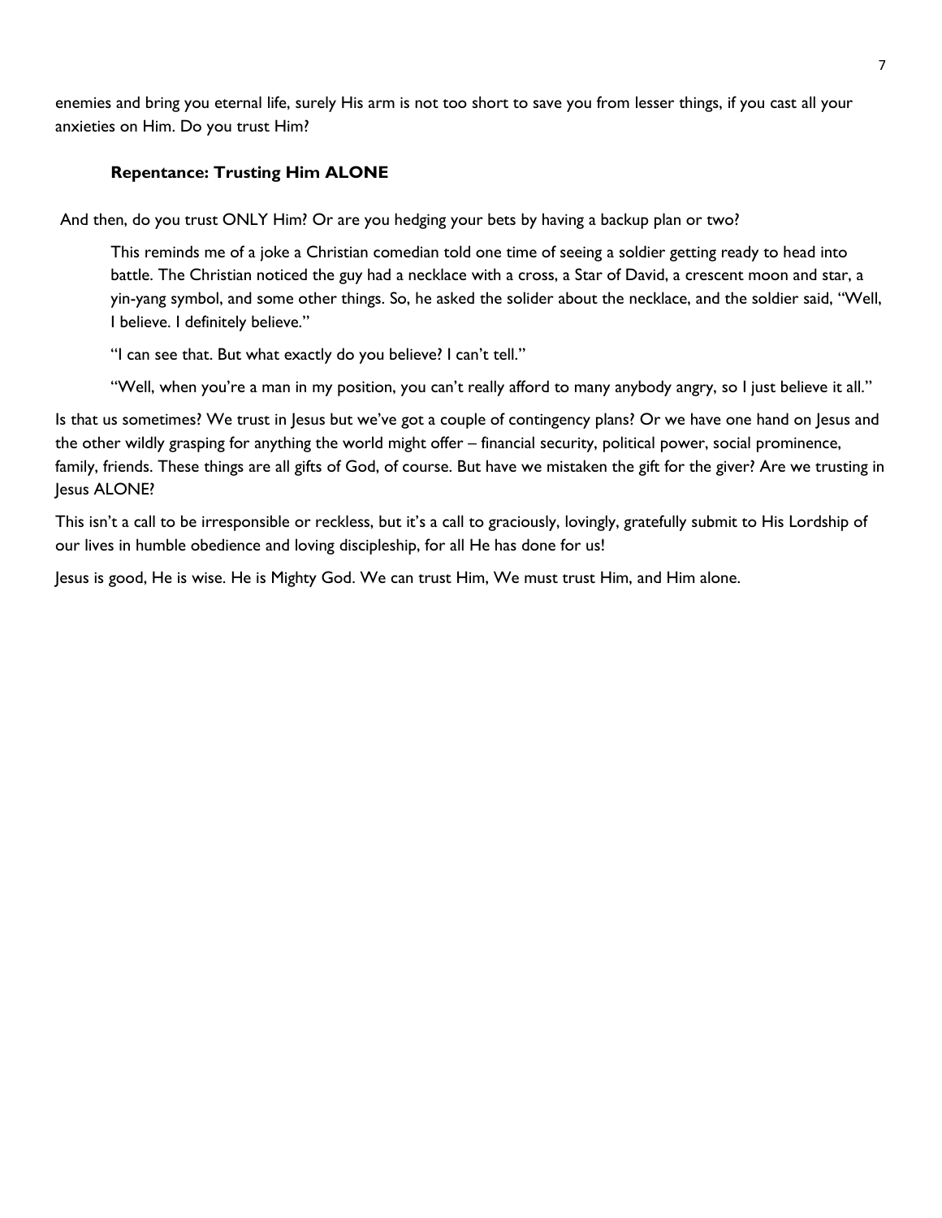enemies and bring you eternal life, surely His arm is not too short to save you from lesser things, if you cast all your anxieties on Him. Do you trust Him?

### Repentance: Trusting Him ALONE

And then, do you trust ONLY Him? Or are you hedging your bets by having a backup plan or two?

> This reminds me of a joke a Christian comedian told one time of seeing a soldier getting ready to head into battle. The Christian noticed the guy had a necklace with a cross, a Star of David, a crescent moon and star, a yin-yang symbol, and some other things. So, he asked the solider about the necklace, and the soldier said, "Well, I believe. I definitely believe."
>
> "I can see that. But what exactly do you believe? I can't tell."
>
> "Well, when you're a man in my position, you can't really afford to many anybody angry, so I just believe it all."

Is that us sometimes? We trust in Jesus but we've got a couple of contingency plans? Or we have one hand on Jesus and the other wildly grasping for anything the world might offer – financial security, political power, social prominence, family, friends. These things are all gifts of God, of course. But have we mistaken the gift for the giver? Are we trusting in Jesus ALONE?

This isn't a call to be irresponsible or reckless, but it's a call to graciously, lovingly, gratefully submit to His Lordship of our lives in humble obedience and loving discipleship, for all He has done for us!

Jesus is good, He is wise. He is Mighty God. We can trust Him, We must trust Him, and Him alone.